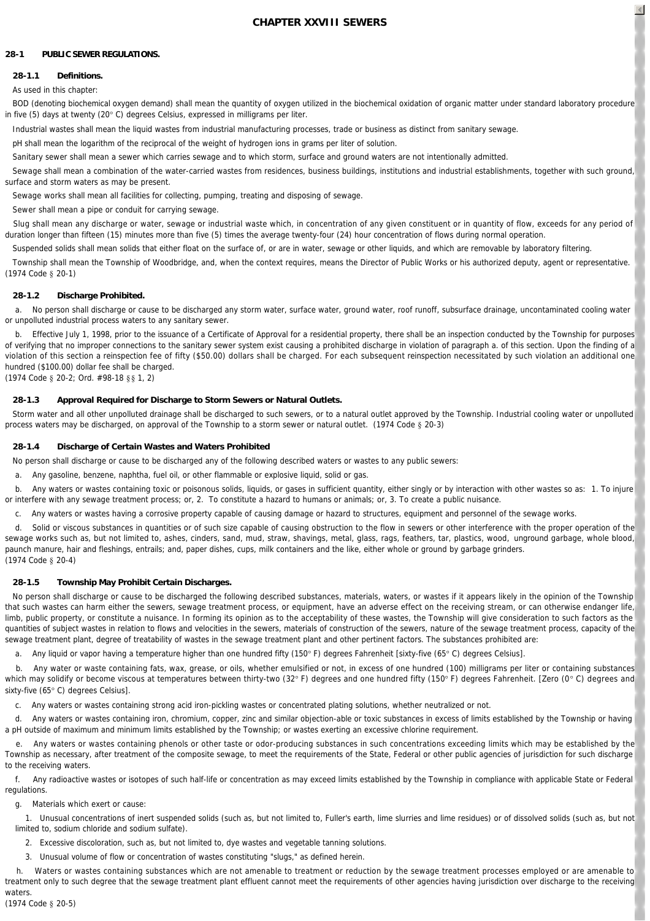# CHAPTER XXVIII SEWERS

## 28-1 PUBLIC SEWER REGULATIONS.

### 28-1.1 Definitions.

As used in this chapter:

BOD (denoting biochemical oxygen demand) shall mean the quantity of oxygen utilized in the biochemical oxidation of organic matter under standard laboratory procedure in five (5) days at twenty (20° C) degrees Celsius, expressed in milligrams per liter.

Industrial wastes shall mean the liquid wastes from industrial manufacturing processes, trade or business as distinct from sanitary sewage.

pH shall mean the logarithm of the reciprocal of the weight of hydrogen ions in grams per liter of solution.

Sanitary sewer shall mean a sewer which carries sewage and to which storm, surface and ground waters are not intentionally admitted.

Sewage shall mean a combination of the water-carried wastes from residences, business buildings, institutions and industrial establishments, together with such ground, surface and storm waters as may be present.

Sewage works shall mean all facilities for collecting, pumping, treating and disposing of sewage.

Sewer shall mean a pipe or conduit for carrying sewage.

Slug shall mean any discharge or water, sewage or industrial waste which, in concentration of any given constituent or in quantity of flow, exceeds for any period of duration longer than fifteen (15) minutes more than five (5) times the average twenty-four (24) hour concentration of flows during normal operation.

Suspended solids shall mean solids that either float on the surface of, or are in water, sewage or other liquids, and which are removable by laboratory filtering.

Township shall mean the Township of Woodbridge, and, when the context requires, means the Director of Public Works or his authorized deputy, agent or representative.
(1974 Code § 20-1)

### 28-1.2 Discharge Prohibited.

a. No person shall discharge or cause to be discharged any storm water, surface water, ground water, roof runoff, subsurface drainage, uncontaminated cooling water or unpolluted industrial process waters to any sanitary sewer.

b. Effective July 1, 1998, prior to the issuance of a Certificate of Approval for a residential property, there shall be an inspection conducted by the Township for purposes of verifying that no improper connections to the sanitary sewer system exist causing a prohibited discharge in violation of paragraph a. of this section. Upon the finding of a violation of this section a reinspection fee of fifty ($50.00) dollars shall be charged. For each subsequent reinspection necessitated by such violation an additional one hundred ($100.00) dollar fee shall be charged.
(1974 Code § 20-2; Ord. #98-18 §§ 1, 2)

### 28-1.3 Approval Required for Discharge to Storm Sewers or Natural Outlets.

Storm water and all other unpolluted drainage shall be discharged to such sewers, or to a natural outlet approved by the Township. Industrial cooling water or unpolluted process waters may be discharged, on approval of the Township to a storm sewer or natural outlet. (1974 Code § 20-3)

### 28-1.4 Discharge of Certain Wastes and Waters Prohibited

No person shall discharge or cause to be discharged any of the following described waters or wastes to any public sewers:

a. Any gasoline, benzene, naphtha, fuel oil, or other flammable or explosive liquid, solid or gas.

b. Any waters or wastes containing toxic or poisonous solids, liquids, or gases in sufficient quantity, either singly or by interaction with other wastes so as: 1. To injure or interfere with any sewage treatment process; or, 2. To constitute a hazard to humans or animals; or, 3. To create a public nuisance.

c. Any waters or wastes having a corrosive property capable of causing damage or hazard to structures, equipment and personnel of the sewage works.

d. Solid or viscous substances in quantities or of such size capable of causing obstruction to the flow in sewers or other interference with the proper operation of the sewage works such as, but not limited to, ashes, cinders, sand, mud, straw, shavings, metal, glass, rags, feathers, tar, plastics, wood, unground garbage, whole blood, paunch manure, hair and fleshings, entrails; and, paper dishes, cups, milk containers and the like, either whole or ground by garbage grinders.
(1974 Code § 20-4)

### 28-1.5 Township May Prohibit Certain Discharges.

No person shall discharge or cause to be discharged the following described substances, materials, waters, or wastes if it appears likely in the opinion of the Township that such wastes can harm either the sewers, sewage treatment process, or equipment, have an adverse effect on the receiving stream, or can otherwise endanger life, limb, public property, or constitute a nuisance. In forming its opinion as to the acceptability of these wastes, the Township will give consideration to such factors as the quantities of subject wastes in relation to flows and velocities in the sewers, materials of construction of the sewers, nature of the sewage treatment process, capacity of the sewage treatment plant, degree of treatability of wastes in the sewage treatment plant and other pertinent factors. The substances prohibited are:

a. Any liquid or vapor having a temperature higher than one hundred fifty (150° F) degrees Fahrenheit [sixty-five (65° C) degrees Celsius].

b. Any water or waste containing fats, wax, grease, or oils, whether emulsified or not, in excess of one hundred (100) milligrams per liter or containing substances which may solidify or become viscous at temperatures between thirty-two (32° F) degrees and one hundred fifty (150° F) degrees Fahrenheit. [Zero (0° C) degrees and sixty-five (65° C) degrees Celsius].

c. Any waters or wastes containing strong acid iron-pickling wastes or concentrated plating solutions, whether neutralized or not.

d. Any waters or wastes containing iron, chromium, copper, zinc and similar objection-able or toxic substances in excess of limits established by the Township or having a pH outside of maximum and minimum limits established by the Township; or wastes exerting an excessive chlorine requirement.

e. Any waters or wastes containing phenols or other taste or odor-producing substances in such concentrations exceeding limits which may be established by the Township as necessary, after treatment of the composite sewage, to meet the requirements of the State, Federal or other public agencies of jurisdiction for such discharge to the receiving waters.

f. Any radioactive wastes or isotopes of such half-life or concentration as may exceed limits established by the Township in compliance with applicable State or Federal regulations.

g. Materials which exert or cause:

1. Unusual concentrations of inert suspended solids (such as, but not limited to, Fuller's earth, lime slurries and lime residues) or of dissolved solids (such as, but not limited to, sodium chloride and sodium sulfate).

2. Excessive discoloration, such as, but not limited to, dye wastes and vegetable tanning solutions.

3. Unusual volume of flow or concentration of wastes constituting "slugs," as defined herein.

h. Waters or wastes containing substances which are not amenable to treatment or reduction by the sewage treatment processes employed or are amenable to treatment only to such degree that the sewage treatment plant effluent cannot meet the requirements of other agencies having jurisdiction over discharge to the receiving waters.
(1974 Code § 20-5)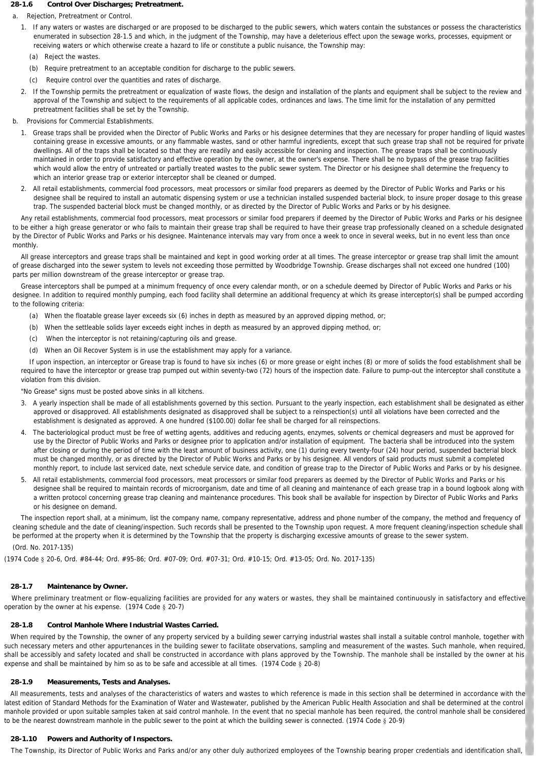### 28-1.6 Control Over Discharges; Pretreatment.

a. Rejection, Pretreatment or Control.

1. If any waters or wastes are discharged or are proposed to be discharged to the public sewers, which waters contain the substances or possess the characteristics enumerated in subsection 28-1.5 and which, in the judgment of the Township, may have a deleterious effect upon the sewage works, processes, equipment or receiving waters or which otherwise create a hazard to life or constitute a public nuisance, the Township may:

   (a) Reject the wastes.

   (b) Require pretreatment to an acceptable condition for discharge to the public sewers.

   (c) Require control over the quantities and rates of discharge.

2. If the Township permits the pretreatment or equalization of waste flows, the design and installation of the plants and equipment shall be subject to the review and approval of the Township and subject to the requirements of all applicable codes, ordinances and laws. The time limit for the installation of any permitted pretreatment facilities shall be set by the Township.

b. Provisions for Commercial Establishments.

1. Grease traps shall be provided when the Director of Public Works and Parks or his designee determines that they are necessary for proper handling of liquid wastes containing grease in excessive amounts, or any flammable wastes, sand or other harmful ingredients, except that such grease trap shall not be required for private dwellings. All of the traps shall be located so that they are readily and easily accessible for cleaning and inspection. The grease traps shall be continuously maintained in order to provide satisfactory and effective operation by the owner, at the owner's expense. There shall be no bypass of the grease trap facilities which would allow the entry of untreated or partially treated wastes to the public sewer system. The Director or his designee shall determine the frequency to which an interior grease trap or exterior interceptor shall be cleaned or dumped.

2. All retail establishments, commercial food processors, meat processors or similar food preparers as deemed by the Director of Public Works and Parks or his designee shall be required to install an automatic dispensing system or use a technician installed suspended bacterial block, to insure proper dosage to this grease trap. The suspended bacterial block must be changed monthly, or as directed by the Director of Public Works and Parks or by his designee.

Any retail establishments, commercial food processors, meat processors or similar food preparers if deemed by the Director of Public Works and Parks or his designee to be either a high grease generator or who fails to maintain their grease trap shall be required to have their grease trap professionally cleaned on a schedule designated by the Director of Public Works and Parks or his designee. Maintenance intervals may vary from once a week to once in several weeks, but in no event less than once monthly.

All grease interceptors and grease traps shall be maintained and kept in good working order at all times. The grease interceptor or grease trap shall limit the amount of grease discharged into the sewer system to levels not exceeding those permitted by Woodbridge Township. Grease discharges shall not exceed one hundred (100) parts per million downstream of the grease interceptor or grease trap.

Grease interceptors shall be pumped at a minimum frequency of once every calendar month, or on a schedule deemed by Director of Public Works and Parks or his designee. In addition to required monthly pumping, each food facility shall determine an additional frequency at which its grease interceptor(s) shall be pumped according to the following criteria:

(a) When the floatable grease layer exceeds six (6) inches in depth as measured by an approved dipping method, or;

(b) When the settleable solids layer exceeds eight inches in depth as measured by an approved dipping method, or;

(c) When the interceptor is not retaining/capturing oils and grease.

(d) When an Oil Recover System is in use the establishment may apply for a variance.

If upon inspection, an interceptor or Grease trap is found to have six inches (6) or more grease or eight inches (8) or more of solids the food establishment shall be required to have the interceptor or grease trap pumped out within seventy-two (72) hours of the inspection date. Failure to pump-out the interceptor shall constitute a violation from this division.

"No Grease" signs must be posted above sinks in all kitchens.

3. A yearly inspection shall be made of all establishments governed by this section. Pursuant to the yearly inspection, each establishment shall be designated as either approved or disapproved. All establishments designated as disapproved shall be subject to a reinspection(s) until all violations have been corrected and the establishment is designated as approved. A one hundred ($100.00) dollar fee shall be charged for all reinspections.

4. The bacteriological product must be free of wetting agents, additives and reducing agents, enzymes, solvents or chemical degreasers and must be approved for use by the Director of Public Works and Parks or designee prior to application and/or installation of equipment. The bacteria shall be introduced into the system after closing or during the period of time with the least amount of business activity, one (1) during every twenty-four (24) hour period, suspended bacterial block must be changed monthly, or as directed by the Director of Public Works and Parks or by his designee. All vendors of said products must submit a completed monthly report, to include last serviced date, next schedule service date, and condition of grease trap to the Director of Public Works and Parks or by his designee.

5. All retail establishments, commercial food processors, meat processors or similar food preparers as deemed by the Director of Public Works and Parks or his designee shall be required to maintain records of microorganism, date and time of all cleaning and maintenance of each grease trap in a bound logbook along with a written protocol concerning grease trap cleaning and maintenance procedures. This book shall be available for inspection by Director of Public Works and Parks or his designee on demand.

The inspection report shall, at a minimum, list the company name, company representative, address and phone number of the company, the method and frequency of cleaning schedule and the date of cleaning/inspection. Such records shall be presented to the Township upon request. A more frequent cleaning/inspection schedule shall be performed at the property when it is determined by the Township that the property is discharging excessive amounts of grease to the sewer system.

(Ord. No. 2017-135)

(1974 Code § 20-6, Ord. #84-44; Ord. #95-86; Ord. #07-09; Ord. #07-31; Ord. #10-15; Ord. #13-05; Ord. No. 2017-135)

### 28-1.7 Maintenance by Owner.

Where preliminary treatment or flow-equalizing facilities are provided for any waters or wastes, they shall be maintained continuously in satisfactory and effective operation by the owner at his expense. (1974 Code § 20-7)

### 28-1.8 Control Manhole Where Industrial Wastes Carried.

When required by the Township, the owner of any property serviced by a building sewer carrying industrial wastes shall install a suitable control manhole, together with such necessary meters and other appurtenances in the building sewer to facilitate observations, sampling and measurement of the wastes. Such manhole, when required, shall be accessibly and safety located and shall be constructed in accordance with plans approved by the Township. The manhole shall be installed by the owner at his expense and shall be maintained by him so as to be safe and accessible at all times. (1974 Code § 20-8)

### 28-1.9 Measurements, Tests and Analyses.

All measurements, tests and analyses of the characteristics of waters and wastes to which reference is made in this section shall be determined in accordance with the latest edition of Standard Methods for the Examination of Water and Wastewater, published by the American Public Health Association and shall be determined at the control manhole provided or upon suitable samples taken at said control manhole. In the event that no special manhole has been required, the control manhole shall be considered to be the nearest downstream manhole in the public sewer to the point at which the building sewer is connected. (1974 Code § 20-9)

### 28-1.10 Powers and Authority of Inspectors.

The Township, its Director of Public Works and Parks and/or any other duly authorized employees of the Township bearing proper credentials and identification shall,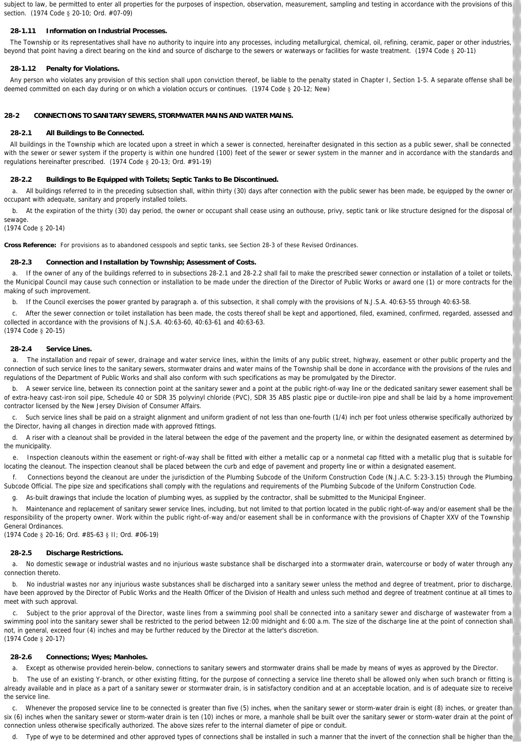subject to law, be permitted to enter all properties for the purposes of inspection, observation, measurement, sampling and testing in accordance with the provisions of this section. (1974 Code § 20-10; Ord. #07-09)

### 28-1.11 Information on Industrial Processes.

The Township or its representatives shall have no authority to inquire into any processes, including metallurgical, chemical, oil, refining, ceramic, paper or other industries, beyond that point having a direct bearing on the kind and source of discharge to the sewers or waterways or facilities for waste treatment. (1974 Code § 20-11)

### 28-1.12 Penalty for Violations.

Any person who violates any provision of this section shall upon conviction thereof, be liable to the penalty stated in Chapter I, Section 1-5. A separate offense shall be deemed committed on each day during or on which a violation occurs or continues. (1974 Code § 20-12; New)

## 28-2 CONNECTIONS TO SANITARY SEWERS, STORMWATER MAINS AND WATER MAINS.

### 28-2.1 All Buildings to Be Connected.

All buildings in the Township which are located upon a street in which a sewer is connected, hereinafter designated in this section as a public sewer, shall be connected with the sewer or sewer system if the property is within one hundred (100) feet of the sewer or sewer system in the manner and in accordance with the standards and regulations hereinafter prescribed. (1974 Code § 20-13; Ord. #91-19)

### 28-2.2 Buildings to Be Equipped with Toilets; Septic Tanks to Be Discontinued.

a. All buildings referred to in the preceding subsection shall, within thirty (30) days after connection with the public sewer has been made, be equipped by the owner or occupant with adequate, sanitary and properly installed toilets.

b. At the expiration of the thirty (30) day period, the owner or occupant shall cease using an outhouse, privy, septic tank or like structure designed for the disposal of sewage.
(1974 Code § 20-14)

**Cross Reference:** For provisions as to abandoned cesspools and septic tanks, see Section 28-3 of these Revised Ordinances.

### 28-2.3 Connection and Installation by Township; Assessment of Costs.

a. If the owner of any of the buildings referred to in subsections 28-2.1 and 28-2.2 shall fail to make the prescribed sewer connection or installation of a toilet or toilets, the Municipal Council may cause such connection or installation to be made under the direction of the Director of Public Works or award one (1) or more contracts for the making of such improvement.

b. If the Council exercises the power granted by paragraph a. of this subsection, it shall comply with the provisions of N.J.S.A. 40:63-55 through 40:63-58.

c. After the sewer connection or toilet installation has been made, the costs thereof shall be kept and apportioned, filed, examined, confirmed, regarded, assessed and collected in accordance with the provisions of N.J.S.A. 40:63-60, 40:63-61 and 40:63-63.
(1974 Code § 20-15)

### 28-2.4 Service Lines.

a. The installation and repair of sewer, drainage and water service lines, within the limits of any public street, highway, easement or other public property and the connection of such service lines to the sanitary sewers, stormwater drains and water mains of the Township shall be done in accordance with the provisions of the rules and regulations of the Department of Public Works and shall also conform with such specifications as may be promulgated by the Director.

b. A sewer service line, between its connection point at the sanitary sewer and a point at the public right-of-way line or the dedicated sanitary sewer easement shall be of extra-heavy cast-iron soil pipe, Schedule 40 or SDR 35 polyvinyl chloride (PVC), SDR 35 ABS plastic pipe or ductile-iron pipe and shall be laid by a home improvement contractor licensed by the New Jersey Division of Consumer Affairs.

c. Such service lines shall be paid on a straight alignment and uniform gradient of not less than one-fourth (1/4) inch per foot unless otherwise specifically authorized by the Director, having all changes in direction made with approved fittings.

d. A riser with a cleanout shall be provided in the lateral between the edge of the pavement and the property line, or within the designated easement as determined by the municipality.

e. Inspection cleanouts within the easement or right-of-way shall be fitted with either a metallic cap or a nonmetal cap fitted with a metallic plug that is suitable for locating the cleanout. The inspection cleanout shall be placed between the curb and edge of pavement and property line or within a designated easement.

f. Connections beyond the cleanout are under the jurisdiction of the Plumbing Subcode of the Uniform Construction Code (N.J.A.C. 5:23-3.15) through the Plumbing Subcode Official. The pipe size and specifications shall comply with the regulations and requirements of the Plumbing Subcode of the Uniform Construction Code.

g. As-built drawings that include the location of plumbing wyes, as supplied by the contractor, shall be submitted to the Municipal Engineer.

h. Maintenance and replacement of sanitary sewer service lines, including, but not limited to that portion located in the public right-of-way and/or easement shall be the responsibility of the property owner. Work within the public right-of-way and/or easement shall be in conformance with the provisions of Chapter XXV of the Township General Ordinances.
(1974 Code § 20-16; Ord. #85-63 § II; Ord. #06-19)

### 28-2.5 Discharge Restrictions.

a. No domestic sewage or industrial wastes and no injurious waste substance shall be discharged into a stormwater drain, watercourse or body of water through any connection thereto.

b. No industrial wastes nor any injurious waste substances shall be discharged into a sanitary sewer unless the method and degree of treatment, prior to discharge, have been approved by the Director of Public Works and the Health Officer of the Division of Health and unless such method and degree of treatment continue at all times to meet with such approval.

c. Subject to the prior approval of the Director, waste lines from a swimming pool shall be connected into a sanitary sewer and discharge of wastewater from a swimming pool into the sanitary sewer shall be restricted to the period between 12:00 midnight and 6:00 a.m. The size of the discharge line at the point of connection shall not, in general, exceed four (4) inches and may be further reduced by the Director at the latter's discretion.
(1974 Code § 20-17)

### 28-2.6 Connections; Wyes; Manholes.

a. Except as otherwise provided herein-below, connections to sanitary sewers and stormwater drains shall be made by means of wyes as approved by the Director.

b. The use of an existing Y-branch, or other existing fitting, for the purpose of connecting a service line thereto shall be allowed only when such branch or fitting is already available and in place as a part of a sanitary sewer or stormwater drain, is in satisfactory condition and at an acceptable location, and is of adequate size to receive the service line.

c. Whenever the proposed service line to be connected is greater than five (5) inches, when the sanitary sewer or storm-water drain is eight (8) inches, or greater than six (6) inches when the sanitary sewer or storm-water drain is ten (10) inches or more, a manhole shall be built over the sanitary sewer or storm-water drain at the point of connection unless otherwise specifically authorized. The above sizes refer to the internal diameter of pipe or conduit.

d. Type of wye to be determined and other approved types of connections shall be installed in such a manner that the invert of the connection shall be higher than the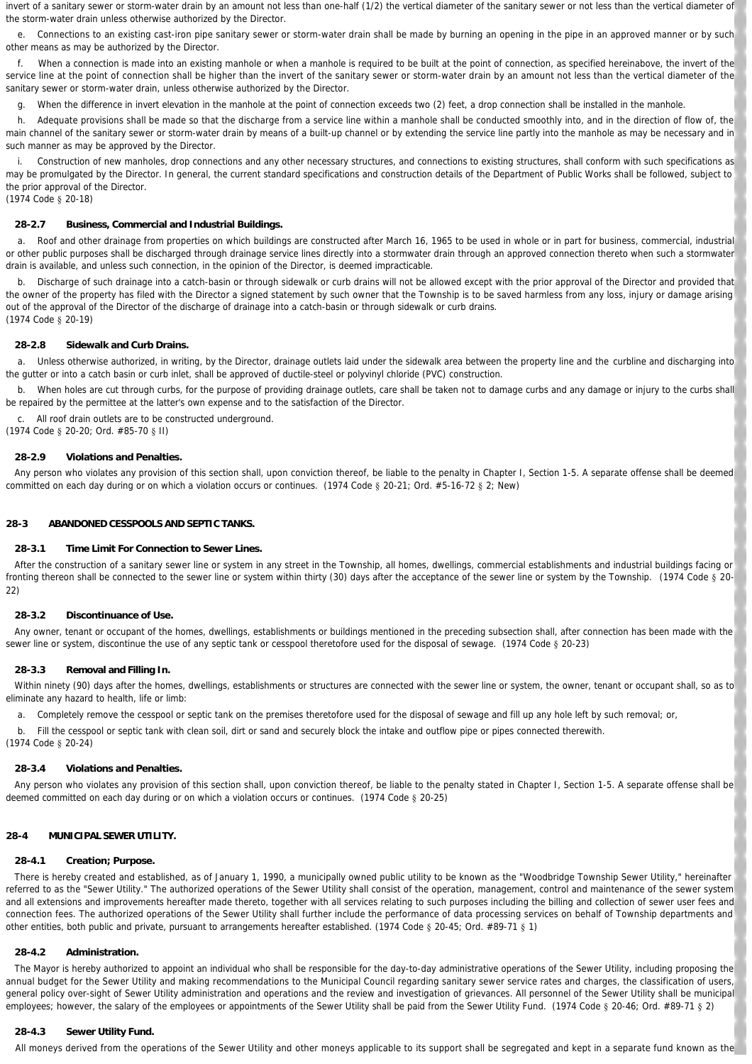invert of a sanitary sewer or storm-water drain by an amount not less than one-half (1/2) the vertical diameter of the sanitary sewer or not less than the vertical diameter of the storm-water drain unless otherwise authorized by the Director.

e. Connections to an existing cast-iron pipe sanitary sewer or storm-water drain shall be made by burning an opening in the pipe in an approved manner or by such other means as may be authorized by the Director.

f. When a connection is made into an existing manhole or when a manhole is required to be built at the point of connection, as specified hereinabove, the invert of the service line at the point of connection shall be higher than the invert of the sanitary sewer or storm-water drain by an amount not less than the vertical diameter of the sanitary sewer or storm-water drain, unless otherwise authorized by the Director.

g. When the difference in invert elevation in the manhole at the point of connection exceeds two (2) feet, a drop connection shall be installed in the manhole.

h. Adequate provisions shall be made so that the discharge from a service line within a manhole shall be conducted smoothly into, and in the direction of flow of, the main channel of the sanitary sewer or storm-water drain by means of a built-up channel or by extending the service line partly into the manhole as may be necessary and in such manner as may be approved by the Director.

i. Construction of new manholes, drop connections and any other necessary structures, and connections to existing structures, shall conform with such specifications as may be promulgated by the Director. In general, the current standard specifications and construction details of the Department of Public Works shall be followed, subject to the prior approval of the Director.
(1974 Code § 20-18)

### 28-2.7 Business, Commercial and Industrial Buildings.

a. Roof and other drainage from properties on which buildings are constructed after March 16, 1965 to be used in whole or in part for business, commercial, industrial or other public purposes shall be discharged through drainage service lines directly into a stormwater drain through an approved connection thereto when such a stormwater drain is available, and unless such connection, in the opinion of the Director, is deemed impracticable.

b. Discharge of such drainage into a catch-basin or through sidewalk or curb drains will not be allowed except with the prior approval of the Director and provided that the owner of the property has filed with the Director a signed statement by such owner that the Township is to be saved harmless from any loss, injury or damage arising out of the approval of the Director of the discharge of drainage into a catch-basin or through sidewalk or curb drains.
(1974 Code § 20-19)

### 28-2.8 Sidewalk and Curb Drains.

a. Unless otherwise authorized, in writing, by the Director, drainage outlets laid under the sidewalk area between the property line and the curbline and discharging into the gutter or into a catch basin or curb inlet, shall be approved of ductile-steel or polyvinyl chloride (PVC) construction.

b. When holes are cut through curbs, for the purpose of providing drainage outlets, care shall be taken not to damage curbs and any damage or injury to the curbs shall be repaired by the permittee at the latter's own expense and to the satisfaction of the Director.

c. All roof drain outlets are to be constructed underground.
(1974 Code § 20-20; Ord. #85-70 § II)

### 28-2.9 Violations and Penalties.

Any person who violates any provision of this section shall, upon conviction thereof, be liable to the penalty in Chapter I, Section 1-5. A separate offense shall be deemed committed on each day during or on which a violation occurs or continues. (1974 Code § 20-21; Ord. #5-16-72 § 2; New)

## 28-3 ABANDONED CESSPOOLS AND SEPTIC TANKS.

### 28-3.1 Time Limit For Connection to Sewer Lines.

After the construction of a sanitary sewer line or system in any street in the Township, all homes, dwellings, commercial establishments and industrial buildings facing or fronting thereon shall be connected to the sewer line or system within thirty (30) days after the acceptance of the sewer line or system by the Township. (1974 Code § 20-22)

### 28-3.2 Discontinuance of Use.

Any owner, tenant or occupant of the homes, dwellings, establishments or buildings mentioned in the preceding subsection shall, after connection has been made with the sewer line or system, discontinue the use of any septic tank or cesspool theretofore used for the disposal of sewage. (1974 Code § 20-23)

### 28-3.3 Removal and Filling In.

Within ninety (90) days after the homes, dwellings, establishments or structures are connected with the sewer line or system, the owner, tenant or occupant shall, so as to eliminate any hazard to health, life or limb:

a. Completely remove the cesspool or septic tank on the premises theretofore used for the disposal of sewage and fill up any hole left by such removal; or,

b. Fill the cesspool or septic tank with clean soil, dirt or sand and securely block the intake and outflow pipe or pipes connected therewith.
(1974 Code § 20-24)

### 28-3.4 Violations and Penalties.

Any person who violates any provision of this section shall, upon conviction thereof, be liable to the penalty stated in Chapter I, Section 1-5. A separate offense shall be deemed committed on each day during or on which a violation occurs or continues. (1974 Code § 20-25)

## 28-4 MUNICIPAL SEWER UTILITY.

### 28-4.1 Creation; Purpose.

There is hereby created and established, as of January 1, 1990, a municipally owned public utility to be known as the "Woodbridge Township Sewer Utility," hereinafter referred to as the "Sewer Utility." The authorized operations of the Sewer Utility shall consist of the operation, management, control and maintenance of the sewer system and all extensions and improvements hereafter made thereto, together with all services relating to such purposes including the billing and collection of sewer user fees and connection fees. The authorized operations of the Sewer Utility shall further include the performance of data processing services on behalf of Township departments and other entities, both public and private, pursuant to arrangements hereafter established. (1974 Code § 20-45; Ord. #89-71 § 1)

### 28-4.2 Administration.

The Mayor is hereby authorized to appoint an individual who shall be responsible for the day-to-day administrative operations of the Sewer Utility, including proposing the annual budget for the Sewer Utility and making recommendations to the Municipal Council regarding sanitary sewer service rates and charges, the classification of users, general policy over-sight of Sewer Utility administration and operations and the review and investigation of grievances. All personnel of the Sewer Utility shall be municipal employees; however, the salary of the employees or appointments of the Sewer Utility shall be paid from the Sewer Utility Fund. (1974 Code § 20-46; Ord. #89-71 § 2)

### 28-4.3 Sewer Utility Fund.

All moneys derived from the operations of the Sewer Utility and other moneys applicable to its support shall be segregated and kept in a separate fund known as the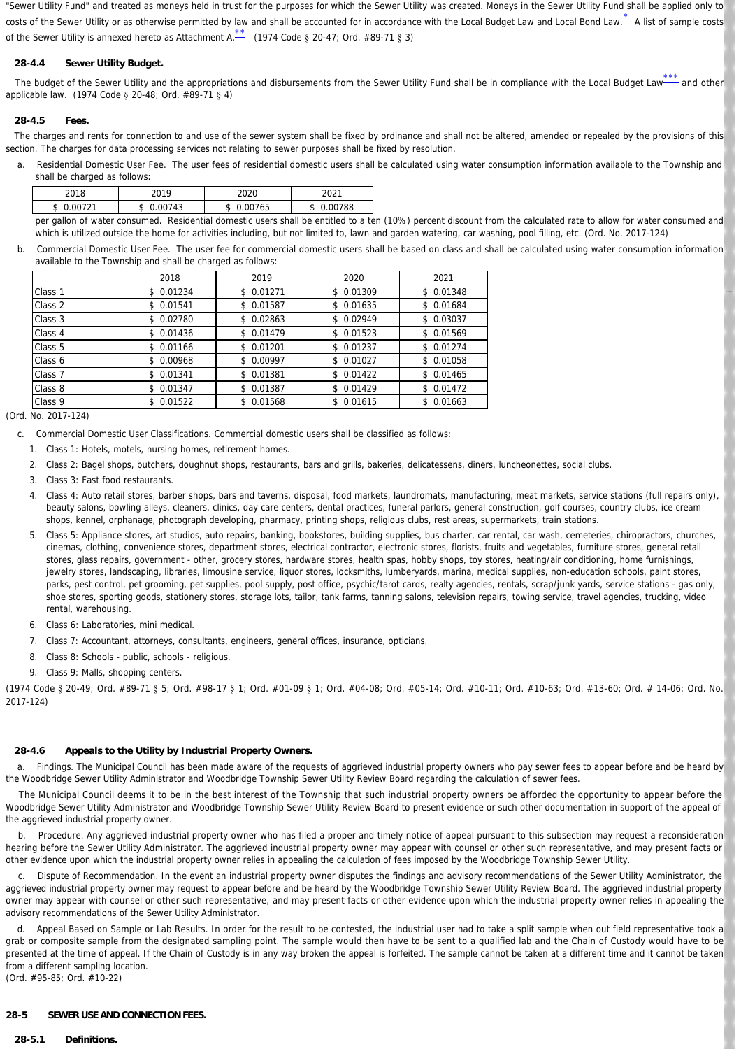"Sewer Utility Fund" and treated as moneys held in trust for the purposes for which the Sewer Utility was created. Moneys in the Sewer Utility Fund shall be applied only to costs of the Sewer Utility or as otherwise permitted by law and shall be accounted for in accordance with the Local Budget Law and Local Bond Law.* A list of sample costs of the Sewer Utility is annexed hereto as Attachment A.** (1974 Code § 20-47; Ord. #89-71 § 3)

### 28-4.4 Sewer Utility Budget.

The budget of the Sewer Utility and the appropriations and disbursements from the Sewer Utility Fund shall be in compliance with the Local Budget Law*** and other applicable law. (1974 Code § 20-48; Ord. #89-71 § 4)

### 28-4.5 Fees.

The charges and rents for connection to and use of the sewer system shall be fixed by ordinance and shall not be altered, amended or repealed by the provisions of this section. The charges for data processing services not relating to sewer purposes shall be fixed by resolution.

a. Residential Domestic User Fee. The user fees of residential domestic users shall be calculated using water consumption information available to the Township and shall be charged as follows:

| 2018 | 2019 | 2020 | 2021 |
|---|---|---|---|
| $ 0.00721 | $ 0.00743 | $ 0.00765 | $ 0.00788 |

per gallon of water consumed. Residential domestic users shall be entitled to a ten (10%) percent discount from the calculated rate to allow for water consumed and which is utilized outside the home for activities including, but not limited to, lawn and garden watering, car washing, pool filling, etc. (Ord. No. 2017-124)

b. Commercial Domestic User Fee. The user fee for commercial domestic users shall be based on class and shall be calculated using water consumption information available to the Township and shall be charged as follows:

| | 2018 | 2019 | 2020 | 2021 |
|---|---|---|---|---|
| Class 1 | $ 0.01234 | $ 0.01271 | $ 0.01309 | $ 0.01348 |
| Class 2 | $ 0.01541 | $ 0.01587 | $ 0.01635 | $ 0.01684 |
| Class 3 | $ 0.02780 | $ 0.02863 | $ 0.02949 | $ 0.03037 |
| Class 4 | $ 0.01436 | $ 0.01479 | $ 0.01523 | $ 0.01569 |
| Class 5 | $ 0.01166 | $ 0.01201 | $ 0.01237 | $ 0.01274 |
| Class 6 | $ 0.00968 | $ 0.00997 | $ 0.01027 | $ 0.01058 |
| Class 7 | $ 0.01341 | $ 0.01381 | $ 0.01422 | $ 0.01465 |
| Class 8 | $ 0.01347 | $ 0.01387 | $ 0.01429 | $ 0.01472 |
| Class 9 | $ 0.01522 | $ 0.01568 | $ 0.01615 | $ 0.01663 |

(Ord. No. 2017-124)

c. Commercial Domestic User Classifications. Commercial domestic users shall be classified as follows:

1. Class 1: Hotels, motels, nursing homes, retirement homes.
2. Class 2: Bagel shops, butchers, doughnut shops, restaurants, bars and grills, bakeries, delicatessens, diners, luncheonettes, social clubs.
3. Class 3: Fast food restaurants.
4. Class 4: Auto retail stores, barber shops, bars and taverns, disposal, food markets, laundromats, manufacturing, meat markets, service stations (full repairs only), beauty salons, bowling alleys, cleaners, clinics, day care centers, dental practices, funeral parlors, general construction, golf courses, country clubs, ice cream shops, kennel, orphanage, photograph developing, pharmacy, printing shops, religious clubs, rest areas, supermarkets, train stations.
5. Class 5: Appliance stores, art studios, auto repairs, banking, bookstores, building supplies, bus charter, car rental, car wash, cemeteries, chiropractors, churches, cinemas, clothing, convenience stores, department stores, electrical contractor, electronic stores, florists, fruits and vegetables, furniture stores, general retail stores, glass repairs, government - other, grocery stores, hardware stores, health spas, hobby shops, toy stores, heating/air conditioning, home furnishings, jewelry stores, landscaping, libraries, limousine service, liquor stores, locksmiths, lumberyards, marina, medical supplies, non-education schools, paint stores, parks, pest control, pet grooming, pet supplies, pool supply, post office, psychic/tarot cards, realty agencies, rentals, scrap/junk yards, service stations - gas only, shoe stores, sporting goods, stationery stores, storage lots, tailor, tank farms, tanning salons, television repairs, towing service, travel agencies, trucking, video rental, warehousing.
6. Class 6: Laboratories, mini medical.
7. Class 7: Accountant, attorneys, consultants, engineers, general offices, insurance, opticians.
8. Class 8: Schools - public, schools - religious.
9. Class 9: Malls, shopping centers.

(1974 Code § 20-49; Ord. #89-71 § 5; Ord. #98-17 § 1; Ord. #01-09 § 1; Ord. #04-08; Ord. #05-14; Ord. #10-11; Ord. #10-63; Ord. #13-60; Ord. # 14-06; Ord. No. 2017-124)

### 28-4.6 Appeals to the Utility by Industrial Property Owners.

a. Findings. The Municipal Council has been made aware of the requests of aggrieved industrial property owners who pay sewer fees to appear before and be heard by the Woodbridge Sewer Utility Administrator and Woodbridge Township Sewer Utility Review Board regarding the calculation of sewer fees.

The Municipal Council deems it to be in the best interest of the Township that such industrial property owners be afforded the opportunity to appear before the Woodbridge Sewer Utility Administrator and Woodbridge Township Sewer Utility Review Board to present evidence or such other documentation in support of the appeal of the aggrieved industrial property owner.

b. Procedure. Any aggrieved industrial property owner who has filed a proper and timely notice of appeal pursuant to this subsection may request a reconsideration hearing before the Sewer Utility Administrator. The aggrieved industrial property owner may appear with counsel or other such representative, and may present facts or other evidence upon which the industrial property owner relies in appealing the calculation of fees imposed by the Woodbridge Township Sewer Utility.

c. Dispute of Recommendation. In the event an industrial property owner disputes the findings and advisory recommendations of the Sewer Utility Administrator, the aggrieved industrial property owner may request to appear before and be heard by the Woodbridge Township Sewer Utility Review Board. The aggrieved industrial property owner may appear with counsel or other such representative, and may present facts or other evidence upon which the industrial property owner relies in appealing the advisory recommendations of the Sewer Utility Administrator.

d. Appeal Based on Sample or Lab Results. In order for the result to be contested, the industrial user had to take a split sample when out field representative took a grab or composite sample from the designated sampling point. The sample would then have to be sent to a qualified lab and the Chain of Custody would have to be presented at the time of appeal. If the Chain of Custody is in any way broken the appeal is forfeited. The sample cannot be taken at a different time and it cannot be taken from a different sampling location.

(Ord. #95-85; Ord. #10-22)

## 28-5 SEWER USE AND CONNECTION FEES.

### 28-5.1 Definitions.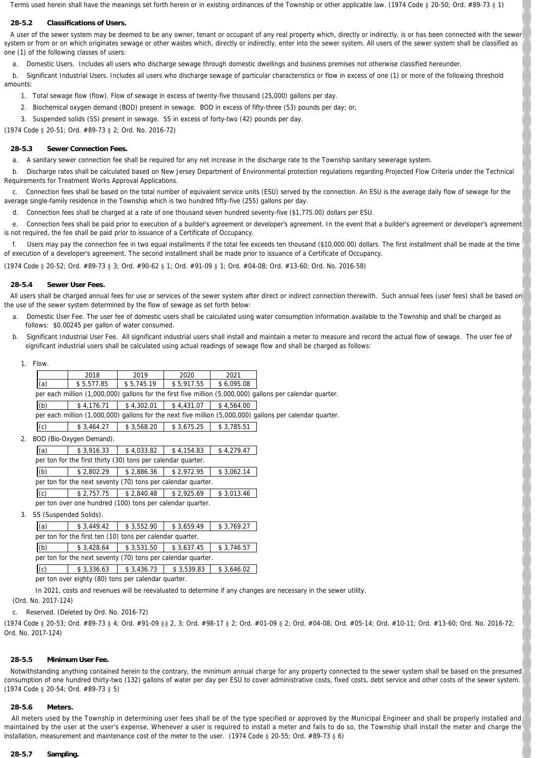Terms used herein shall have the meanings set forth herein or in existing ordinances of the Township or other applicable law. (1974 Code § 20-50; Ord. #89-73 § 1)

### 28-5.2 Classifications of Users.

A user of the sewer system may be deemed to be any owner, tenant or occupant of any real property which, directly or indirectly, is or has been connected with the sewer system or from or on which originates sewage or other wastes which, directly or indirectly, enter into the sewer system. All users of the sewer system shall be classified as one (1) of the following classes of users:

a. Domestic Users. Includes all users who discharge sewage through domestic dwellings and business premises not otherwise classified hereunder.

b. Significant Industrial Users. Includes all users who discharge sewage of particular characteristics or flow in excess of one (1) or more of the following threshold amounts:

1. Total sewage flow (flow). Flow of sewage in excess of twenty-five thousand (25,000) gallons per day.
2. Biochemical oxygen demand (BOD) present in sewage. BOD in excess of fifty-three (53) pounds per day; or,
3. Suspended solids (SS) present in sewage. SS in excess of forty-two (42) pounds per day.

(1974 Code § 20-51; Ord. #89-73 § 2; Ord. No. 2016-72)

### 28-5.3 Sewer Connection Fees.

a. A sanitary sewer connection fee shall be required for any net increase in the discharge rate to the Township sanitary sewerage system.

b. Discharge rates shall be calculated based on New Jersey Department of Environmental protection regulations regarding Projected Flow Criteria under the Technical Requirements for Treatment Works Approval Applications.

c. Connection fees shall be based on the total number of equivalent service units (ESU) served by the connection. An ESU is the average daily flow of sewage for the average single-family residence in the Township which is two hundred fifty-five (255) gallons per day.

d. Connection fees shall be charged at a rate of one thousand seven hundred seventy-five ($1,775.00) dollars per ESU.

e. Connection fees shall be paid prior to execution of a builder's agreement or developer's agreement. In the event that a builder's agreement or developer's agreement is not required, the fee shall be paid prior to issuance of a Certificate of Occupancy.

f. Users may pay the connection fee in two equal installments if the total fee exceeds ten thousand ($10,000.00) dollars. The first installment shall be made at the time of execution of a developer's agreement. The second installment shall be made prior to issuance of a Certificate of Occupancy.

(1974 Code § 20-52; Ord. #89-73 § 3; Ord. #90-62 § 1; Ord. #91-09 § 1; Ord. #04-08; Ord. #13-60; Ord. No. 2016-58)

### 28-5.4 Sewer User Fees.

All users shall be charged annual fees for use or services of the sewer system after direct or indirect connection therewith. Such annual fees (user fees) shall be based on the use of the sewer system determined by the flow of sewage as set forth below:

a. Domestic User Fee. The user fee of domestic users shall be calculated using water consumption information available to the Township and shall be charged as follows: $0.00245 per gallon of water consumed.

b. Significant Industrial User Fee. All significant industrial users shall install and maintain a meter to measure and record the actual flow of sewage. The user fee of significant industrial users shall be calculated using actual readings of sewage flow and shall be charged as follows:

1. Flow.

| | 2018 | 2019 | 2020 | 2021 |
|---|---|---|---|---|
| (a) | $ 5,577.85 | $ 5,745.19 | $ 5,917.55 | $ 6,095.08 |

per each million (1,000,000) gallons for the first five million (5,000,000) gallons per calendar quarter.

| | | | | |
|---|---|---|---|---|
| (b) | $ 4,176.71 | $ 4,302.01 | $ 4,431.07 | $ 4,564.00 |

per each million (1,000,000) gallons for the next five million (5,000,000) gallons per calendar quarter.

| | | | | |
|---|---|---|---|---|
| (c) | $ 3,464.27 | $ 3,568.20 | $ 3,675.25 | $ 3,785.51 |

2. BOD (Bio-Oxygen Demand).

| | | | | |
|---|---|---|---|---|
| (a) | $ 3,916.33 | $ 4,033.82 | $ 4,154.83 | $ 4,279.47 |

per ton for the first thirty (30) tons per calendar quarter.

| | | | | |
|---|---|---|---|---|
| (b) | $ 2,802.29 | $ 2,886.36 | $ 2,972.95 | $ 3,062.14 |

per ton for the next seventy (70) tons per calendar quarter.

| | | | | |
|---|---|---|---|---|
| (c) | $ 2,757.75 | $ 2,840.48 | $ 2,925.69 | $ 3,013.46 |

per ton over one hundred (100) tons per calendar quarter.

3. SS (Suspended Solids).

| | | | | |
|---|---|---|---|---|
| (a) | $ 3,449.42 | $ 3,552.90 | $ 3,659.49 | $ 3,769.27 |

per ton for the first ten (10) tons per calendar quarter.

| | | | | |
|---|---|---|---|---|
| (b) | $ 3,428.64 | $ 3,531.50 | $ 3,637.45 | $ 3,746.57 |

per ton for the next seventy (70) tons per calendar quarter.

| | | | | |
|---|---|---|---|---|
| (c) | $ 3,336.63 | $ 3,436.73 | $ 3,539.83 | $ 3,646.02 |

per ton over eighty (80) tons per calendar quarter.

In 2021, costs and revenues will be reevaluated to determine if any changes are necessary in the sewer utility.

(Ord. No. 2017-124)

c. Reserved. (Deleted by Ord. No. 2016-72)

(1974 Code § 20-53; Ord. #89-73 § 4; Ord. #91-09 §§ 2, 3; Ord. #98-17 § 2; Ord. #01-09 § 2; Ord. #04-08; Ord. #05-14; Ord. #10-11; Ord. #13-60; Ord. No. 2016-72; Ord. No. 2017-124)

### 28-5.5 Minimum User Fee.

Notwithstanding anything contained herein to the contrary, the minimum annual charge for any property connected to the sewer system shall be based on the presumed consumption of one hundred thirty-two (132) gallons of water per day per ESU to cover administrative costs, fixed costs, debt service and other costs of the sewer system. (1974 Code § 20-54; Ord. #89-73 § 5)

### 28-5.6 Meters.

All meters used by the Township in determining user fees shall be of the type specified or approved by the Municipal Engineer and shall be properly installed and maintained by the user at the user's expense. Whenever a user is required to install a meter and fails to do so, the Township shall install the meter and charge the installation, measurement and maintenance cost of the meter to the user. (1974 Code § 20-55; Ord. #89-73 § 6)

### 28-5.7 Sampling.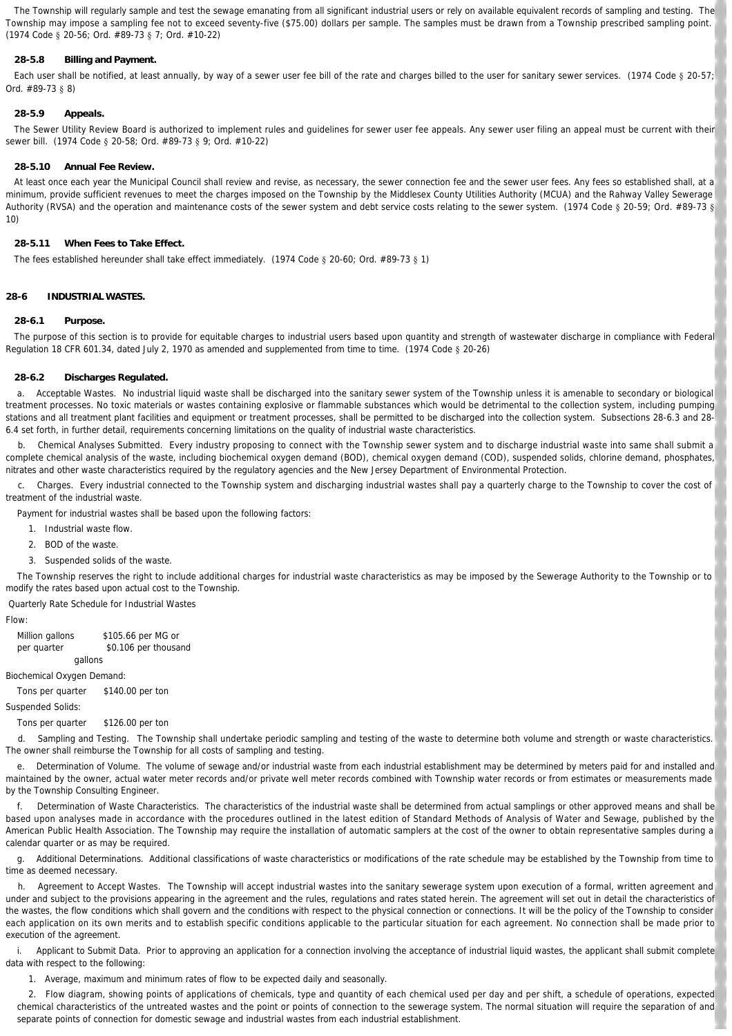The Township will regularly sample and test the sewage emanating from all significant industrial users or rely on available equivalent records of sampling and testing. The Township may impose a sampling fee not to exceed seventy-five ($75.00) dollars per sample. The samples must be drawn from a Township prescribed sampling point. (1974 Code § 20-56; Ord. #89-73 § 7; Ord. #10-22)

### 28-5.8 Billing and Payment.

Each user shall be notified, at least annually, by way of a sewer user fee bill of the rate and charges billed to the user for sanitary sewer services. (1974 Code § 20-57; Ord. #89-73 § 8)

### 28-5.9 Appeals.

The Sewer Utility Review Board is authorized to implement rules and guidelines for sewer user fee appeals. Any sewer user filing an appeal must be current with their sewer bill. (1974 Code § 20-58; Ord. #89-73 § 9; Ord. #10-22)

### 28-5.10 Annual Fee Review.

At least once each year the Municipal Council shall review and revise, as necessary, the sewer connection fee and the sewer user fees. Any fees so established shall, at a minimum, provide sufficient revenues to meet the charges imposed on the Township by the Middlesex County Utilities Authority (MCUA) and the Rahway Valley Sewerage Authority (RVSA) and the operation and maintenance costs of the sewer system and debt service costs relating to the sewer system. (1974 Code § 20-59; Ord. #89-73 § 10)

### 28-5.11 When Fees to Take Effect.

The fees established hereunder shall take effect immediately. (1974 Code § 20-60; Ord. #89-73 § 1)

## 28-6 INDUSTRIAL WASTES.

### 28-6.1 Purpose.

The purpose of this section is to provide for equitable charges to industrial users based upon quantity and strength of wastewater discharge in compliance with Federal Regulation 18 CFR 601.34, dated July 2, 1970 as amended and supplemented from time to time. (1974 Code § 20-26)

### 28-6.2 Discharges Regulated.

a. Acceptable Wastes. No industrial liquid waste shall be discharged into the sanitary sewer system of the Township unless it is amenable to secondary or biological treatment processes. No toxic materials or wastes containing explosive or flammable substances which would be detrimental to the collection system, including pumping stations and all treatment plant facilities and equipment or treatment processes, shall be permitted to be discharged into the collection system. Subsections 28-6.3 and 28-6.4 set forth, in further detail, requirements concerning limitations on the quality of industrial waste characteristics.

b. Chemical Analyses Submitted. Every industry proposing to connect with the Township sewer system and to discharge industrial waste into same shall submit a complete chemical analysis of the waste, including biochemical oxygen demand (BOD), chemical oxygen demand (COD), suspended solids, chlorine demand, phosphates, nitrates and other waste characteristics required by the regulatory agencies and the New Jersey Department of Environmental Protection.

c. Charges. Every industrial connected to the Township system and discharging industrial wastes shall pay a quarterly charge to the Township to cover the cost of treatment of the industrial waste.

Payment for industrial wastes shall be based upon the following factors:

1. Industrial waste flow.
2. BOD of the waste.
3. Suspended solids of the waste.

The Township reserves the right to include additional charges for industrial waste characteristics as may be imposed by the Sewerage Authority to the Township or to modify the rates based upon actual cost to the Township.

Quarterly Rate Schedule for Industrial Wastes

Flow:

| | |
|---|---|
| Million gallons per quarter | $105.66 per MG or $0.106 per thousand gallons |

Biochemical Oxygen Demand:

| | |
|---|---|
| Tons per quarter | $140.00 per ton |

Suspended Solids:

| | |
|---|---|
| Tons per quarter | $126.00 per ton |

d. Sampling and Testing. The Township shall undertake periodic sampling and testing of the waste to determine both volume and strength or waste characteristics. The owner shall reimburse the Township for all costs of sampling and testing.

e. Determination of Volume. The volume of sewage and/or industrial waste from each industrial establishment may be determined by meters paid for and installed and maintained by the owner, actual water meter records and/or private well meter records combined with Township water records or from estimates or measurements made by the Township Consulting Engineer.

f. Determination of Waste Characteristics. The characteristics of the industrial waste shall be determined from actual samplings or other approved means and shall be based upon analyses made in accordance with the procedures outlined in the latest edition of Standard Methods of Analysis of Water and Sewage, published by the American Public Health Association. The Township may require the installation of automatic samplers at the cost of the owner to obtain representative samples during a calendar quarter or as may be required.

g. Additional Determinations. Additional classifications of waste characteristics or modifications of the rate schedule may be established by the Township from time to time as deemed necessary.

h. Agreement to Accept Wastes. The Township will accept industrial wastes into the sanitary sewerage system upon execution of a formal, written agreement and under and subject to the provisions appearing in the agreement and the rules, regulations and rates stated herein. The agreement will set out in detail the characteristics of the wastes, the flow conditions which shall govern and the conditions with respect to the physical connection or connections. It will be the policy of the Township to consider each application on its own merits and to establish specific conditions applicable to the particular situation for each agreement. No connection shall be made prior to execution of the agreement.

i. Applicant to Submit Data. Prior to approving an application for a connection involving the acceptance of industrial liquid wastes, the applicant shall submit complete data with respect to the following:

1. Average, maximum and minimum rates of flow to be expected daily and seasonally.
2. Flow diagram, showing points of applications of chemicals, type and quantity of each chemical used per day and per shift, a schedule of operations, expected chemical characteristics of the untreated wastes and the point or points of connection to the sewerage system. The normal situation will require the separation of and separate points of connection for domestic sewage and industrial wastes from each industrial establishment.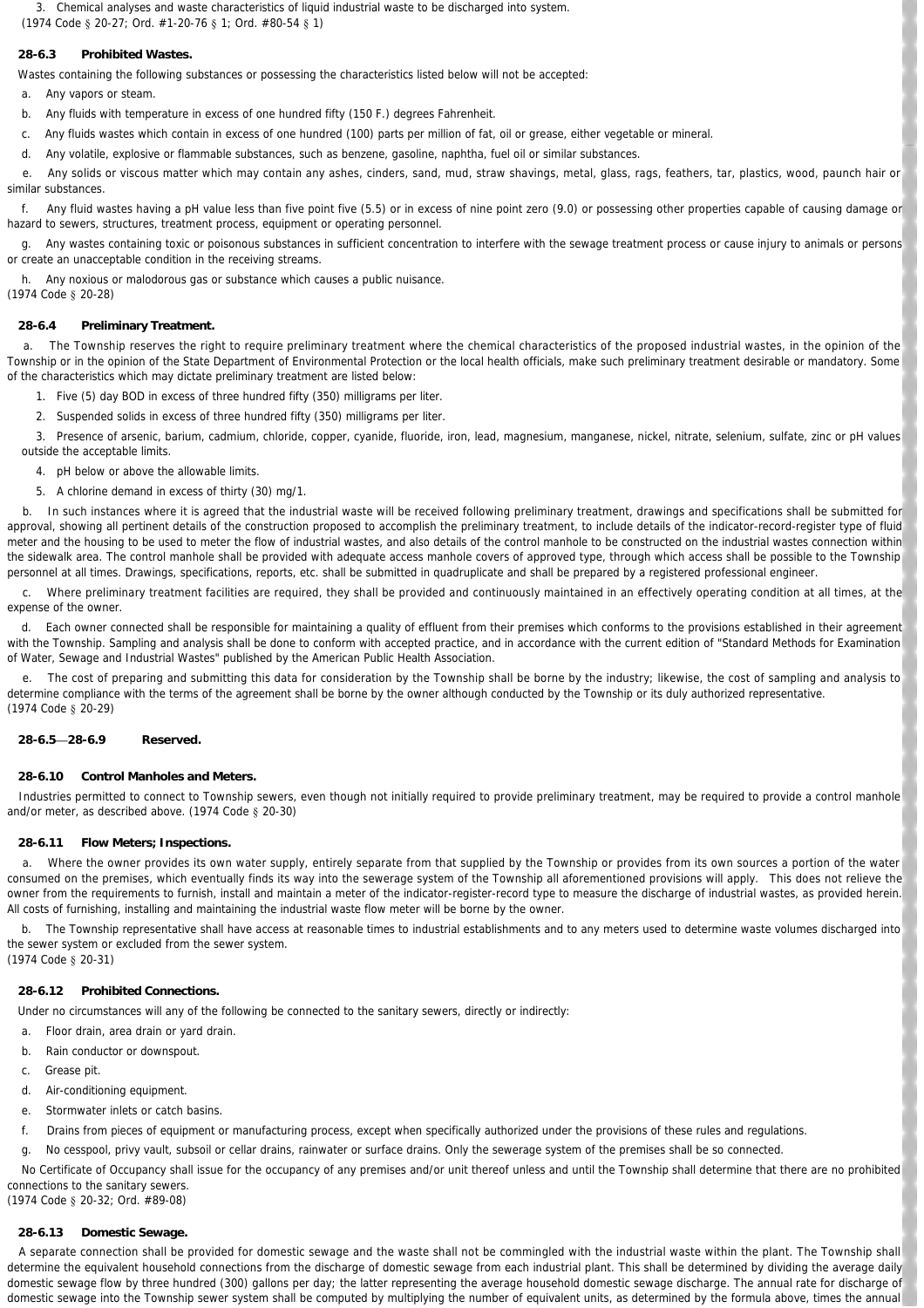3. Chemical analyses and waste characteristics of liquid industrial waste to be discharged into system.

(1974 Code § 20-27; Ord. #1-20-76 § 1; Ord. #80-54 § 1)

### 28-6.3 Prohibited Wastes.

Wastes containing the following substances or possessing the characteristics listed below will not be accepted:

a. Any vapors or steam.

b. Any fluids with temperature in excess of one hundred fifty (150 F.) degrees Fahrenheit.

c. Any fluids wastes which contain in excess of one hundred (100) parts per million of fat, oil or grease, either vegetable or mineral.

d. Any volatile, explosive or flammable substances, such as benzene, gasoline, naphtha, fuel oil or similar substances.

e. Any solids or viscous matter which may contain any ashes, cinders, sand, mud, straw shavings, metal, glass, rags, feathers, tar, plastics, wood, paunch hair or similar substances.

f. Any fluid wastes having a pH value less than five point five (5.5) or in excess of nine point zero (9.0) or possessing other properties capable of causing damage or hazard to sewers, structures, treatment process, equipment or operating personnel.

g. Any wastes containing toxic or poisonous substances in sufficient concentration to interfere with the sewage treatment process or cause injury to animals or persons or create an unacceptable condition in the receiving streams.

h. Any noxious or malodorous gas or substance which causes a public nuisance.

(1974 Code § 20-28)

### 28-6.4 Preliminary Treatment.

a. The Township reserves the right to require preliminary treatment where the chemical characteristics of the proposed industrial wastes, in the opinion of the Township or in the opinion of the State Department of Environmental Protection or the local health officials, make such preliminary treatment desirable or mandatory. Some of the characteristics which may dictate preliminary treatment are listed below:

1. Five (5) day BOD in excess of three hundred fifty (350) milligrams per liter.

2. Suspended solids in excess of three hundred fifty (350) milligrams per liter.

3. Presence of arsenic, barium, cadmium, chloride, copper, cyanide, fluoride, iron, lead, magnesium, manganese, nickel, nitrate, selenium, sulfate, zinc or pH values outside the acceptable limits.

4. pH below or above the allowable limits.

5. A chlorine demand in excess of thirty (30) mg/1.

b. In such instances where it is agreed that the industrial waste will be received following preliminary treatment, drawings and specifications shall be submitted for approval, showing all pertinent details of the construction proposed to accomplish the preliminary treatment, to include details of the indicator-record-register type of fluid meter and the housing to be used to meter the flow of industrial wastes, and also details of the control manhole to be constructed on the industrial wastes connection within the sidewalk area. The control manhole shall be provided with adequate access manhole covers of approved type, through which access shall be possible to the Township personnel at all times. Drawings, specifications, reports, etc. shall be submitted in quadruplicate and shall be prepared by a registered professional engineer.

c. Where preliminary treatment facilities are required, they shall be provided and continuously maintained in an effectively operating condition at all times, at the expense of the owner.

d. Each owner connected shall be responsible for maintaining a quality of effluent from their premises which conforms to the provisions established in their agreement with the Township. Sampling and analysis shall be done to conform with accepted practice, and in accordance with the current edition of "Standard Methods for Examination of Water, Sewage and Industrial Wastes" published by the American Public Health Association.

e. The cost of preparing and submitting this data for consideration by the Township shall be borne by the industry; likewise, the cost of sampling and analysis to determine compliance with the terms of the agreement shall be borne by the owner although conducted by the Township or its duly authorized representative.

(1974 Code § 20-29)

### 28-6.5—28-6.9 Reserved.

### 28-6.10 Control Manholes and Meters.

Industries permitted to connect to Township sewers, even though not initially required to provide preliminary treatment, may be required to provide a control manhole and/or meter, as described above. (1974 Code § 20-30)

### 28-6.11 Flow Meters; Inspections.

a. Where the owner provides its own water supply, entirely separate from that supplied by the Township or provides from its own sources a portion of the water consumed on the premises, which eventually finds its way into the sewerage system of the Township all aforementioned provisions will apply. This does not relieve the owner from the requirements to furnish, install and maintain a meter of the indicator-register-record type to measure the discharge of industrial wastes, as provided herein. All costs of furnishing, installing and maintaining the industrial waste flow meter will be borne by the owner.

b. The Township representative shall have access at reasonable times to industrial establishments and to any meters used to determine waste volumes discharged into the sewer system or excluded from the sewer system.

(1974 Code § 20-31)

### 28-6.12 Prohibited Connections.

Under no circumstances will any of the following be connected to the sanitary sewers, directly or indirectly:

a. Floor drain, area drain or yard drain.

b. Rain conductor or downspout.

c. Grease pit.

d. Air-conditioning equipment.

e. Stormwater inlets or catch basins.

f. Drains from pieces of equipment or manufacturing process, except when specifically authorized under the provisions of these rules and regulations.

g. No cesspool, privy vault, subsoil or cellar drains, rainwater or surface drains. Only the sewerage system of the premises shall be so connected.

No Certificate of Occupancy shall issue for the occupancy of any premises and/or unit thereof unless and until the Township shall determine that there are no prohibited connections to the sanitary sewers.

(1974 Code § 20-32; Ord. #89-08)

### 28-6.13 Domestic Sewage.

A separate connection shall be provided for domestic sewage and the waste shall not be commingled with the industrial waste within the plant. The Township shall determine the equivalent household connections from the discharge of domestic sewage from each industrial plant. This shall be determined by dividing the average daily domestic sewage flow by three hundred (300) gallons per day; the latter representing the average household domestic sewage discharge. The annual rate for discharge of domestic sewage into the Township sewer system shall be computed by multiplying the number of equivalent units, as determined by the formula above, times the annual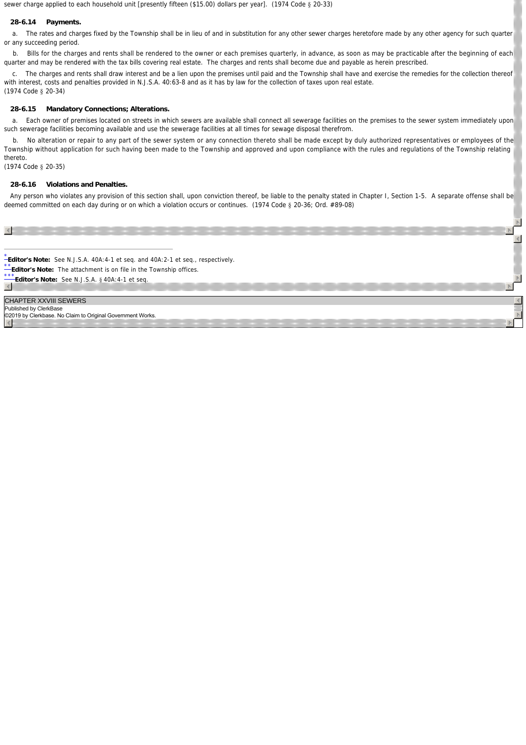sewer charge applied to each household unit [presently fifteen ($15.00) dollars per year]. (1974 Code § 20-33)

### 28-6.14 Payments.

a. The rates and charges fixed by the Township shall be in lieu of and in substitution for any other sewer charges heretofore made by any other agency for such quarter or any succeeding period.

b. Bills for the charges and rents shall be rendered to the owner or each premises quarterly, in advance, as soon as may be practicable after the beginning of each quarter and may be rendered with the tax bills covering real estate. The charges and rents shall become due and payable as herein prescribed.

c. The charges and rents shall draw interest and be a lien upon the premises until paid and the Township shall have and exercise the remedies for the collection thereof with interest, costs and penalties provided in N.J.S.A. 40:63-8 and as it has by law for the collection of taxes upon real estate.
(1974 Code § 20-34)

### 28-6.15 Mandatory Connections; Alterations.

a. Each owner of premises located on streets in which sewers are available shall connect all sewerage facilities on the premises to the sewer system immediately upon such sewerage facilities becoming available and use the sewerage facilities at all times for sewage disposal therefrom.

b. No alteration or repair to any part of the sewer system or any connection thereto shall be made except by duly authorized representatives or employees of the Township without application for such having been made to the Township and approved and upon compliance with the rules and regulations of the Township relating thereto.
(1974 Code § 20-35)

### 28-6.16 Violations and Penalties.

Any person who violates any provision of this section shall, upon conviction thereof, be liable to the penalty stated in Chapter I, Section 1-5. A separate offense shall be deemed committed on each day during or on which a violation occurs or continues. (1974 Code § 20-36; Ord. #89-08)

---

* **Editor's Note:** See N.J.S.A. 40A:4-1 et seq. and 40A:2-1 et seq., respectively.

** **Editor's Note:** The attachment is on file in the Township offices.

*** **Editor's Note:** See N.J.S.A. § 40A:4-1 et seq.